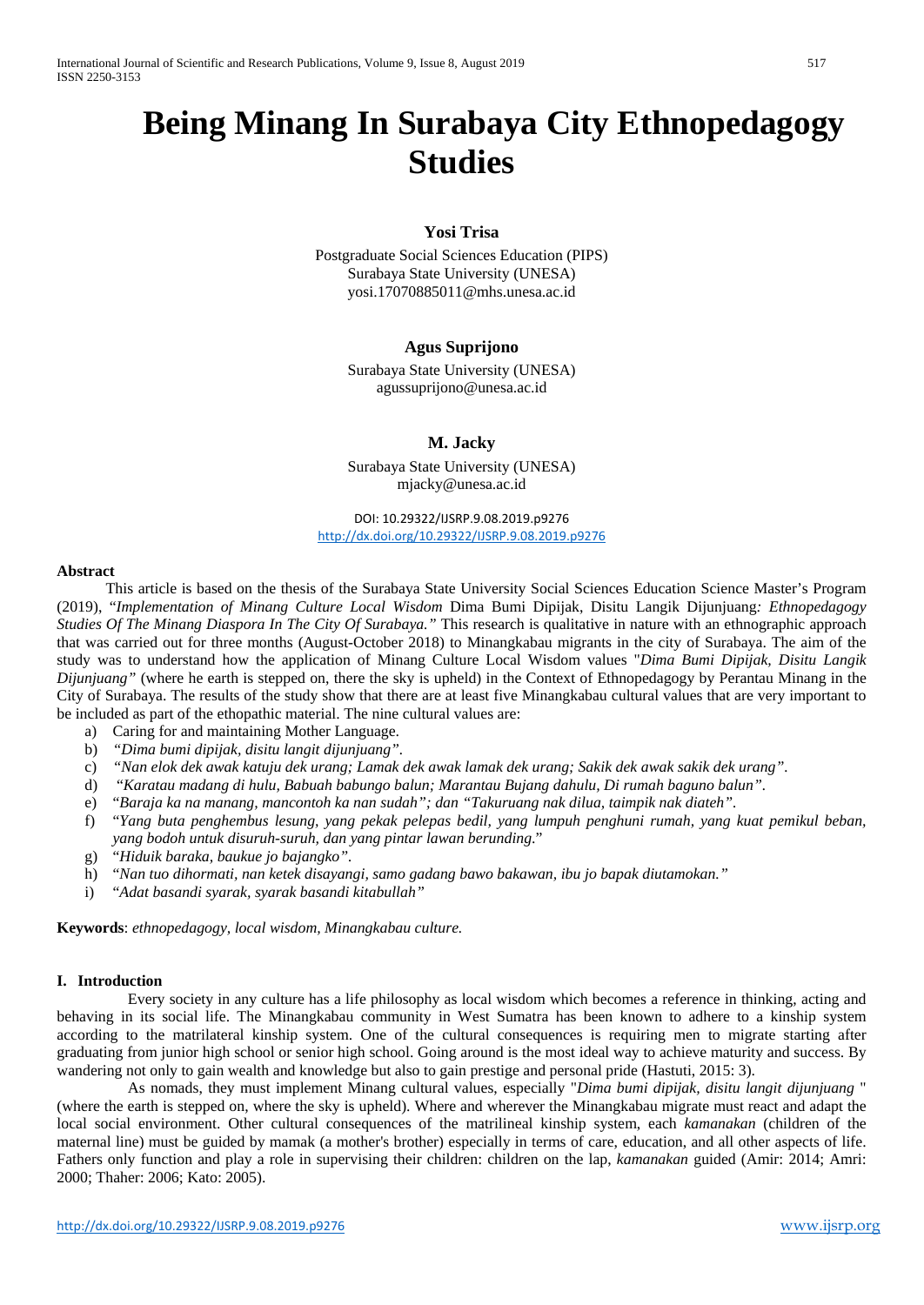# Being Minang In Surabaya City Ethnopedagogy Studies

**Yosi Trisa**

Postgraduate Social Sciences Education (PIPS)
Surabaya State University (UNESA)
yosi.17070885011@mhs.unesa.ac.id

**Agus Suprijono**

Surabaya State University (UNESA)
agussuprijono@unesa.ac.id

**M. Jacky**

Surabaya State University (UNESA)
mjacky@unesa.ac.id

DOI: 10.29322/IJSRP.9.08.2019.p9276
http://dx.doi.org/10.29322/IJSRP.9.08.2019.p9276

**Abstract**

This article is based on the thesis of the Surabaya State University Social Sciences Education Science Master's Program (2019), "*Implementation of Minang Culture Local Wisdom* Dima Bumi Dipijak, Disitu Langik Dijunjuang*: Ethnopedagogy Studies Of The Minang Diaspora In The City Of Surabaya."* This research is qualitative in nature with an ethnographic approach that was carried out for three months (August-October 2018) to Minangkabau migrants in the city of Surabaya. The aim of the study was to understand how the application of Minang Culture Local Wisdom values "*Dima Bumi Dipijak, Disitu Langik Dijunjuang"* (where he earth is stepped on, there the sky is upheld) in the Context of Ethnopedagogy by Perantau Minang in the City of Surabaya. The results of the study show that there are at least five Minangkabau cultural values that are very important to be included as part of the ethopathic material. The nine cultural values are:

a) Caring for and maintaining Mother Language.
b) *"Dima bumi dipijak, disitu langit dijunjuang"*.
c) *"Nan elok dek awak katuju dek urang; Lamak dek awak lamak dek urang; Sakik dek awak sakik dek urang"*.
d) *"Karatau madang di hulu, Babuah babungo balun; Marantau Bujang dahulu, Di rumah baguno balun"*.
e) "*Baraja ka na manang, mancontoh ka nan sudah"; dan "Takuruang nak dilua, taimpik nak diateh"*.
f) "*Yang buta penghembus lesung, yang pekak pelepas bedil, yang lumpuh penghuni rumah, yang kuat pemikul beban, yang bodoh untuk disuruh-suruh, dan yang pintar lawan berunding.*"
g) *"Hiduik baraka, baukue jo bajangko"*.
h) "*Nan tuo dihormati, nan ketek disayangi, samo gadang bawo bakawan, ibu jo bapak diutamokan."*
i) *"Adat basandi syarak, syarak basandi kitabullah"*

**Keywords**: *ethnopedagogy, local wisdom, Minangkabau culture.*

## I. Introduction

Every society in any culture has a life philosophy as local wisdom which becomes a reference in thinking, acting and behaving in its social life. The Minangkabau community in West Sumatra has been known to adhere to a kinship system according to the matrilateral kinship system. One of the cultural consequences is requiring men to migrate starting after graduating from junior high school or senior high school. Going around is the most ideal way to achieve maturity and success. By wandering not only to gain wealth and knowledge but also to gain prestige and personal pride (Hastuti, 2015: 3).

As nomads, they must implement Minang cultural values, especially "*Dima bumi dipijak, disitu langit dijunjuang* " (where the earth is stepped on, where the sky is upheld). Where and wherever the Minangkabau migrate must react and adapt the local social environment. Other cultural consequences of the matrilineal kinship system, each *kamanakan* (children of the maternal line) must be guided by mamak (a mother's brother) especially in terms of care, education, and all other aspects of life. Fathers only function and play a role in supervising their children: children on the lap, *kamanakan* guided (Amir: 2014; Amri: 2000; Thaher: 2006; Kato: 2005).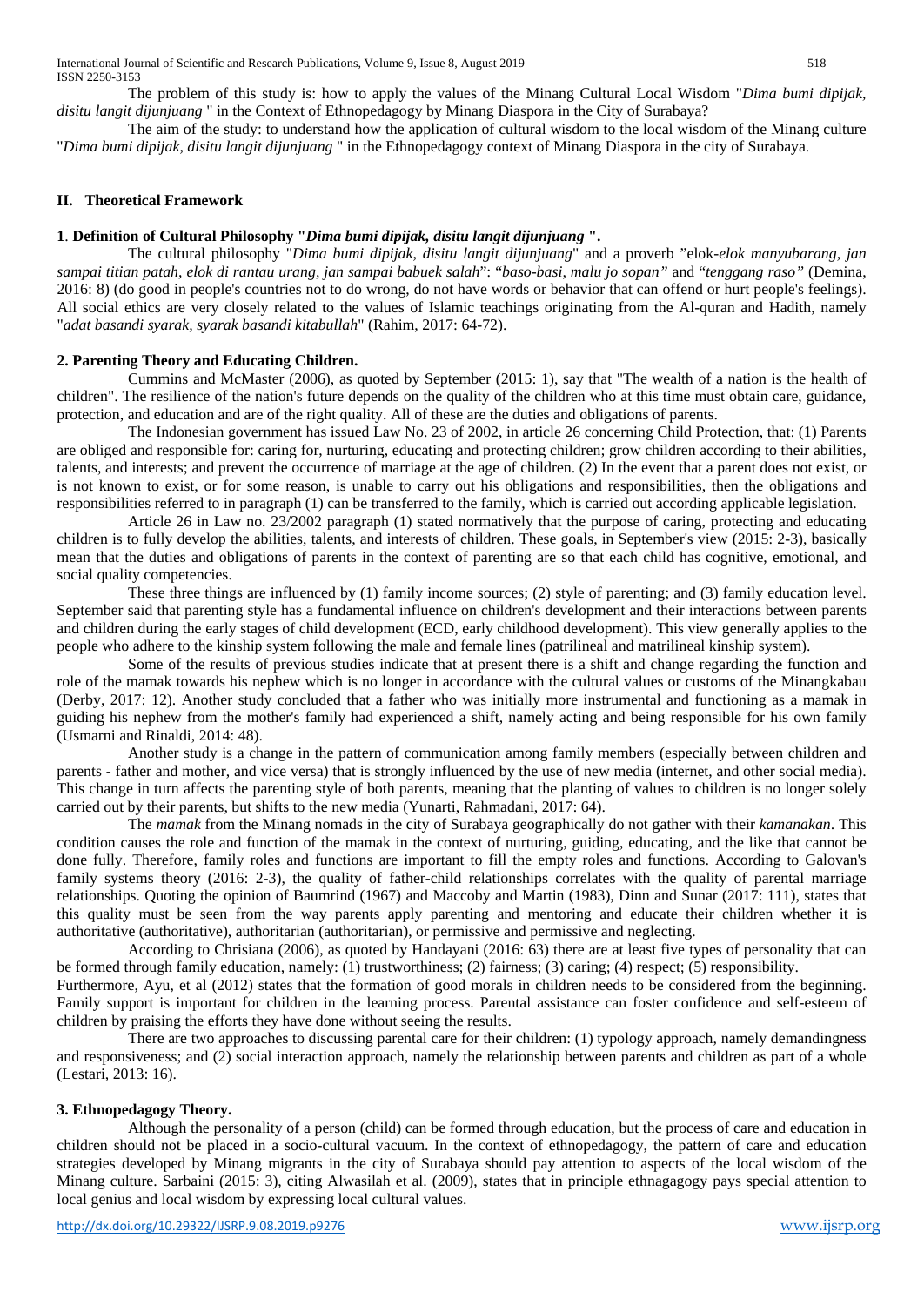The problem of this study is: how to apply the values of the Minang Cultural Local Wisdom "*Dima bumi dipijak, disitu langit dijunjuang* " in the Context of Ethnopedagogy by Minang Diaspora in the City of Surabaya?

The aim of the study: to understand how the application of cultural wisdom to the local wisdom of the Minang culture "*Dima bumi dipijak, disitu langit dijunjuang* " in the Ethnopedagogy context of Minang Diaspora in the city of Surabaya.

## II. Theoretical Framework

### 1. Definition of Cultural Philosophy "*Dima bumi dipijak, disitu langit dijunjuang* ".

The cultural philosophy "*Dima bumi dipijak, disitu langit dijunjuang*" and a proverb "elok-*elok manyubarang, jan sampai titian patah, elok di rantau urang, jan sampai babuek salah*": "*baso-basi, malu jo sopan"* and "*tenggang raso"* (Demina, 2016: 8) (do good in people's countries not to do wrong, do not have words or behavior that can offend or hurt people's feelings). All social ethics are very closely related to the values of Islamic teachings originating from the Al-quran and Hadith, namely "*adat basandi syarak, syarak basandi kitabullah*" (Rahim, 2017: 64-72).

### 2. Parenting Theory and Educating Children.

Cummins and McMaster (2006), as quoted by September (2015: 1), say that "The wealth of a nation is the health of children". The resilience of the nation's future depends on the quality of the children who at this time must obtain care, guidance, protection, and education and are of the right quality. All of these are the duties and obligations of parents.

The Indonesian government has issued Law No. 23 of 2002, in article 26 concerning Child Protection, that: (1) Parents are obliged and responsible for: caring for, nurturing, educating and protecting children; grow children according to their abilities, talents, and interests; and prevent the occurrence of marriage at the age of children. (2) In the event that a parent does not exist, or is not known to exist, or for some reason, is unable to carry out his obligations and responsibilities, then the obligations and responsibilities referred to in paragraph (1) can be transferred to the family, which is carried out according applicable legislation.

Article 26 in Law no. 23/2002 paragraph (1) stated normatively that the purpose of caring, protecting and educating children is to fully develop the abilities, talents, and interests of children. These goals, in September's view (2015: 2-3), basically mean that the duties and obligations of parents in the context of parenting are so that each child has cognitive, emotional, and social quality competencies.

These three things are influenced by (1) family income sources; (2) style of parenting; and (3) family education level. September said that parenting style has a fundamental influence on children's development and their interactions between parents and children during the early stages of child development (ECD, early childhood development). This view generally applies to the people who adhere to the kinship system following the male and female lines (patrilineal and matrilineal kinship system).

Some of the results of previous studies indicate that at present there is a shift and change regarding the function and role of the mamak towards his nephew which is no longer in accordance with the cultural values or customs of the Minangkabau (Derby, 2017: 12). Another study concluded that a father who was initially more instrumental and functioning as a mamak in guiding his nephew from the mother's family had experienced a shift, namely acting and being responsible for his own family (Usmarni and Rinaldi, 2014: 48).

Another study is a change in the pattern of communication among family members (especially between children and parents - father and mother, and vice versa) that is strongly influenced by the use of new media (internet, and other social media). This change in turn affects the parenting style of both parents, meaning that the planting of values to children is no longer solely carried out by their parents, but shifts to the new media (Yunarti, Rahmadani, 2017: 64).

The *mamak* from the Minang nomads in the city of Surabaya geographically do not gather with their *kamanakan*. This condition causes the role and function of the mamak in the context of nurturing, guiding, educating, and the like that cannot be done fully. Therefore, family roles and functions are important to fill the empty roles and functions. According to Galovan's family systems theory (2016: 2-3), the quality of father-child relationships correlates with the quality of parental marriage relationships. Quoting the opinion of Baumrind (1967) and Maccoby and Martin (1983), Dinn and Sunar (2017: 111), states that this quality must be seen from the way parents apply parenting and mentoring and educate their children whether it is authoritative (authoritative), authoritarian (authoritarian), or permissive and permissive and neglecting.

According to Chrisiana (2006), as quoted by Handayani (2016: 63) there are at least five types of personality that can be formed through family education, namely: (1) trustworthiness; (2) fairness; (3) caring; (4) respect; (5) responsibility.

Furthermore, Ayu, et al (2012) states that the formation of good morals in children needs to be considered from the beginning. Family support is important for children in the learning process. Parental assistance can foster confidence and self-esteem of children by praising the efforts they have done without seeing the results.

There are two approaches to discussing parental care for their children: (1) typology approach, namely demandingness and responsiveness; and (2) social interaction approach, namely the relationship between parents and children as part of a whole (Lestari, 2013: 16).

### 3. Ethnopedagogy Theory.

Although the personality of a person (child) can be formed through education, but the process of care and education in children should not be placed in a socio-cultural vacuum. In the context of ethnopedagogy, the pattern of care and education strategies developed by Minang migrants in the city of Surabaya should pay attention to aspects of the local wisdom of the Minang culture. Sarbaini (2015: 3), citing Alwasilah et al. (2009), states that in principle ethnagagogy pays special attention to local genius and local wisdom by expressing local cultural values.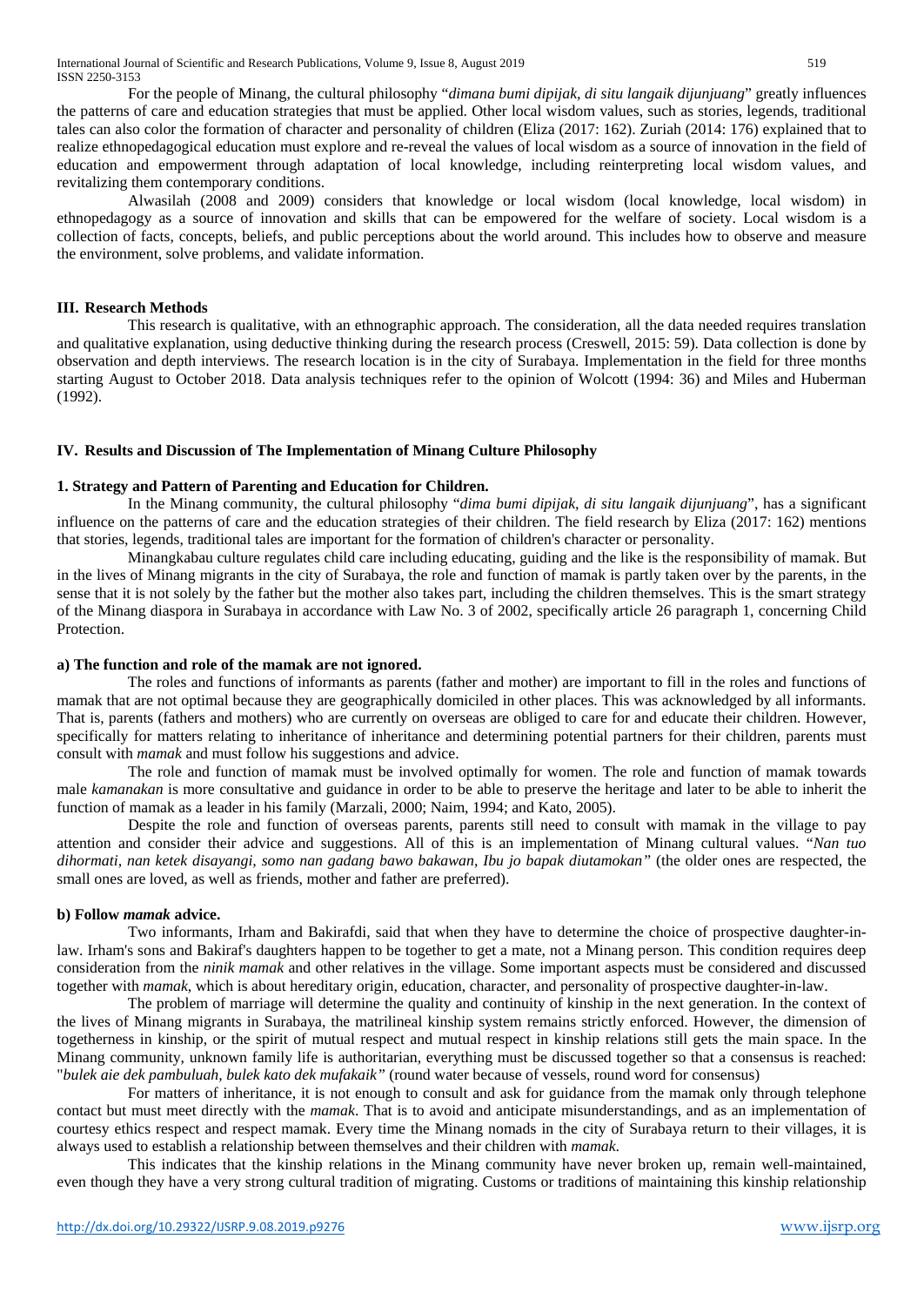For the people of Minang, the cultural philosophy "*dimana bumi dipijak, di situ langaik dijunjuang*" greatly influences the patterns of care and education strategies that must be applied. Other local wisdom values, such as stories, legends, traditional tales can also color the formation of character and personality of children (Eliza (2017: 162). Zuriah (2014: 176) explained that to realize ethnopedagogical education must explore and re-reveal the values of local wisdom as a source of innovation in the field of education and empowerment through adaptation of local knowledge, including reinterpreting local wisdom values, and revitalizing them contemporary conditions.

Alwasilah (2008 and 2009) considers that knowledge or local wisdom (local knowledge, local wisdom) in ethnopedagogy as a source of innovation and skills that can be empowered for the welfare of society. Local wisdom is a collection of facts, concepts, beliefs, and public perceptions about the world around. This includes how to observe and measure the environment, solve problems, and validate information.

## III. Research Methods

This research is qualitative, with an ethnographic approach. The consideration, all the data needed requires translation and qualitative explanation, using deductive thinking during the research process (Creswell, 2015: 59). Data collection is done by observation and depth interviews. The research location is in the city of Surabaya. Implementation in the field for three months starting August to October 2018. Data analysis techniques refer to the opinion of Wolcott (1994: 36) and Miles and Huberman (1992).

## IV. Results and Discussion of The Implementation of Minang Culture Philosophy

### 1. Strategy and Pattern of Parenting and Education for Children.

In the Minang community, the cultural philosophy "*dima bumi dipijak, di situ langaik dijunjuang*", has a significant influence on the patterns of care and the education strategies of their children. The field research by Eliza (2017: 162) mentions that stories, legends, traditional tales are important for the formation of children's character or personality.

Minangkabau culture regulates child care including educating, guiding and the like is the responsibility of mamak. But in the lives of Minang migrants in the city of Surabaya, the role and function of mamak is partly taken over by the parents, in the sense that it is not solely by the father but the mother also takes part, including the children themselves. This is the smart strategy of the Minang diaspora in Surabaya in accordance with Law No. 3 of 2002, specifically article 26 paragraph 1, concerning Child Protection.

#### a) The function and role of the mamak are not ignored.

The roles and functions of informants as parents (father and mother) are important to fill in the roles and functions of mamak that are not optimal because they are geographically domiciled in other places. This was acknowledged by all informants. That is, parents (fathers and mothers) who are currently on overseas are obliged to care for and educate their children. However, specifically for matters relating to inheritance and determining potential partners for their children, parents must consult with *mamak* and must follow his suggestions and advice.

The role and function of mamak must be involved optimally for women. The role and function of mamak towards male *kamanakan* is more consultative and guidance in order to be able to preserve the heritage and later to be able to inherit the function of mamak as a leader in his family (Marzali, 2000; Naim, 1994; and Kato, 2005).

Despite the role and function of overseas parents, parents still need to consult with mamak in the village to pay attention and consider their advice and suggestions. All of this is an implementation of Minang cultural values. "*Nan tuo dihormati, nan ketek disayangi, somo nan gadang bawo bakawan, Ibu jo bapak diutamokan"* (the older ones are respected, the small ones are loved, as well as friends, mother and father are preferred).

#### b) Follow *mamak* advice.

Two informants, Irham and Bakirafdi, said that when they have to determine the choice of prospective daughter-in-law. Irham's sons and Bakiraf's daughters happen to be together to get a mate, not a Minang person. This condition requires deep consideration from the *ninik mamak* and other relatives in the village. Some important aspects must be considered and discussed together with *mamak*, which is about hereditary origin, education, character, and personality of prospective daughter-in-law.

The problem of marriage will determine the quality and continuity of kinship in the next generation. In the context of the lives of Minang migrants in Surabaya, the matrilineal kinship system remains strictly enforced. However, the dimension of togetherness in kinship, or the spirit of mutual respect and mutual respect in kinship relations still gets the main space. In the Minang community, unknown family life is authoritarian, everything must be discussed together so that a consensus is reached: "*bulek aie dek pambuluah, bulek kato dek mufakaik"* (round water because of vessels, round word for consensus)

For matters of inheritance, it is not enough to consult and ask for guidance from the mamak only through telephone contact but must meet directly with the *mamak*. That is to avoid and anticipate misunderstandings, and as an implementation of courtesy ethics respect and respect mamak. Every time the Minang nomads in the city of Surabaya return to their villages, it is always used to establish a relationship between themselves and their children with *mamak*.

This indicates that the kinship relations in the Minang community have never broken up, remain well-maintained, even though they have a very strong cultural tradition of migrating. Customs or traditions of maintaining this kinship relationship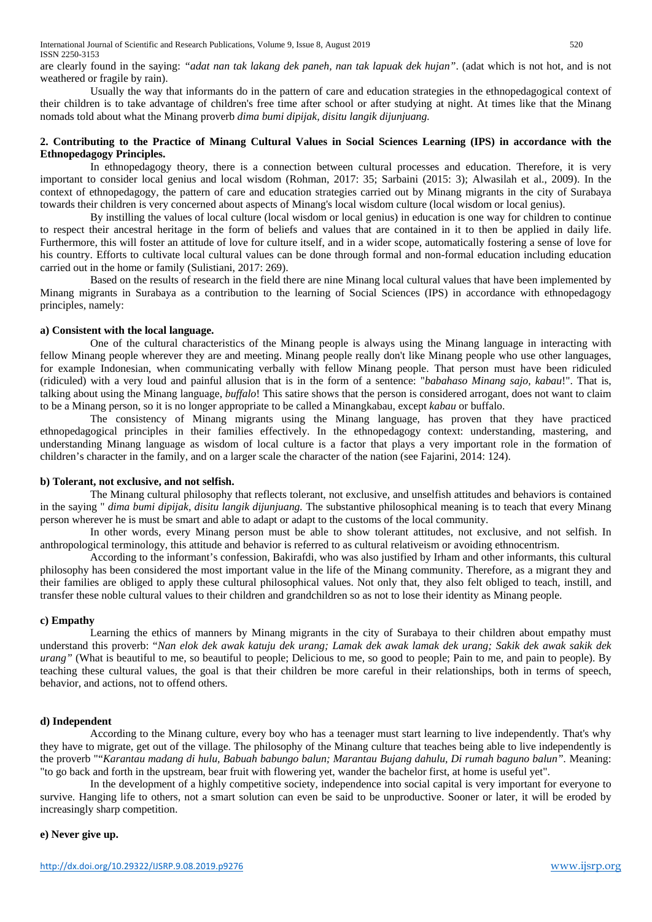are clearly found in the saying: *"adat nan tak lakang dek paneh, nan tak lapuak dek hujan"*. (adat which is not hot, and is not weathered or fragile by rain).

Usually the way that informants do in the pattern of care and education strategies in the ethnopedagogical context of their children is to take advantage of children's free time after school or after studying at night. At times like that the Minang nomads told about what the Minang proverb *dima bumi dipijak, disitu langik dijunjuang.*

**2. Contributing to the Practice of Minang Cultural Values in Social Sciences Learning (IPS) in accordance with the Ethnopedagogy Principles.**

In ethnopedagogy theory, there is a connection between cultural processes and education. Therefore, it is very important to consider local genius and local wisdom (Rohman, 2017: 35; Sarbaini (2015: 3); Alwasilah et al., 2009). In the context of ethnopedagogy, the pattern of care and education strategies carried out by Minang migrants in the city of Surabaya towards their children is very concerned about aspects of Minang's local wisdom culture (local wisdom or local genius).

By instilling the values of local culture (local wisdom or local genius) in education is one way for children to continue to respect their ancestral heritage in the form of beliefs and values that are contained in it to then be applied in daily life. Furthermore, this will foster an attitude of love for culture itself, and in a wider scope, automatically fostering a sense of love for his country. Efforts to cultivate local cultural values can be done through formal and non-formal education including education carried out in the home or family (Sulistiani, 2017: 269).

Based on the results of research in the field there are nine Minang local cultural values that have been implemented by Minang migrants in Surabaya as a contribution to the learning of Social Sciences (IPS) in accordance with ethnopedagogy principles, namely:

**a) Consistent with the local language.**

One of the cultural characteristics of the Minang people is always using the Minang language in interacting with fellow Minang people wherever they are and meeting. Minang people really don't like Minang people who use other languages, for example Indonesian, when communicating verbally with fellow Minang people. That person must have been ridiculed (ridiculed) with a very loud and painful allusion that is in the form of a sentence: "*babahaso Minang sajo, kabau*!". That is, talking about using the Minang language, *buffalo*! This satire shows that the person is considered arrogant, does not want to claim to be a Minang person, so it is no longer appropriate to be called a Minangkabau, except *kabau* or buffalo.

The consistency of Minang migrants using the Minang language, has proven that they have practiced ethnopedagogical principles in their families effectively. In the ethnopedagogy context: understanding, mastering, and understanding Minang language as wisdom of local culture is a factor that plays a very important role in the formation of children's character in the family, and on a larger scale the character of the nation (see Fajarini, 2014: 124).

**b) Tolerant, not exclusive, and not selfish.**

The Minang cultural philosophy that reflects tolerant, not exclusive, and unselfish attitudes and behaviors is contained in the saying " *dima bumi dipijak, disitu langik dijunjuang.* The substantive philosophical meaning is to teach that every Minang person wherever he is must be smart and able to adapt or adapt to the customs of the local community.

In other words, every Minang person must be able to show tolerant attitudes, not exclusive, and not selfish. In anthropological terminology, this attitude and behavior is referred to as cultural relativeism or avoiding ethnocentrism.

According to the informant's confession, Bakirafdi, who was also justified by Irham and other informants, this cultural philosophy has been considered the most important value in the life of the Minang community. Therefore, as a migrant they and their families are obliged to apply these cultural philosophical values. Not only that, they also felt obliged to teach, instill, and transfer these noble cultural values to their children and grandchildren so as not to lose their identity as Minang people.

**c) Empathy**

Learning the ethics of manners by Minang migrants in the city of Surabaya to their children about empathy must understand this proverb: "*Nan elok dek awak katuju dek urang; Lamak dek awak lamak dek urang; Sakik dek awak sakik dek urang"* (What is beautiful to me, so beautiful to people; Delicious to me, so good to people; Pain to me, and pain to people). By teaching these cultural values, the goal is that their children be more careful in their relationships, both in terms of speech, behavior, and actions, not to offend others.

**d) Independent**

According to the Minang culture, every boy who has a teenager must start learning to live independently. That's why they have to migrate, get out of the village. The philosophy of the Minang culture that teaches being able to live independently is the proverb ""*Karantau madang di hulu, Babuah babungo balun; Marantau Bujang dahulu, Di rumah baguno balun"*. Meaning: "to go back and forth in the upstream, bear fruit with flowering yet, wander the bachelor first, at home is useful yet".

In the development of a highly competitive society, independence into social capital is very important for everyone to survive. Hanging life to others, not a smart solution can even be said to be unproductive. Sooner or later, it will be eroded by increasingly sharp competition.

**e) Never give up.**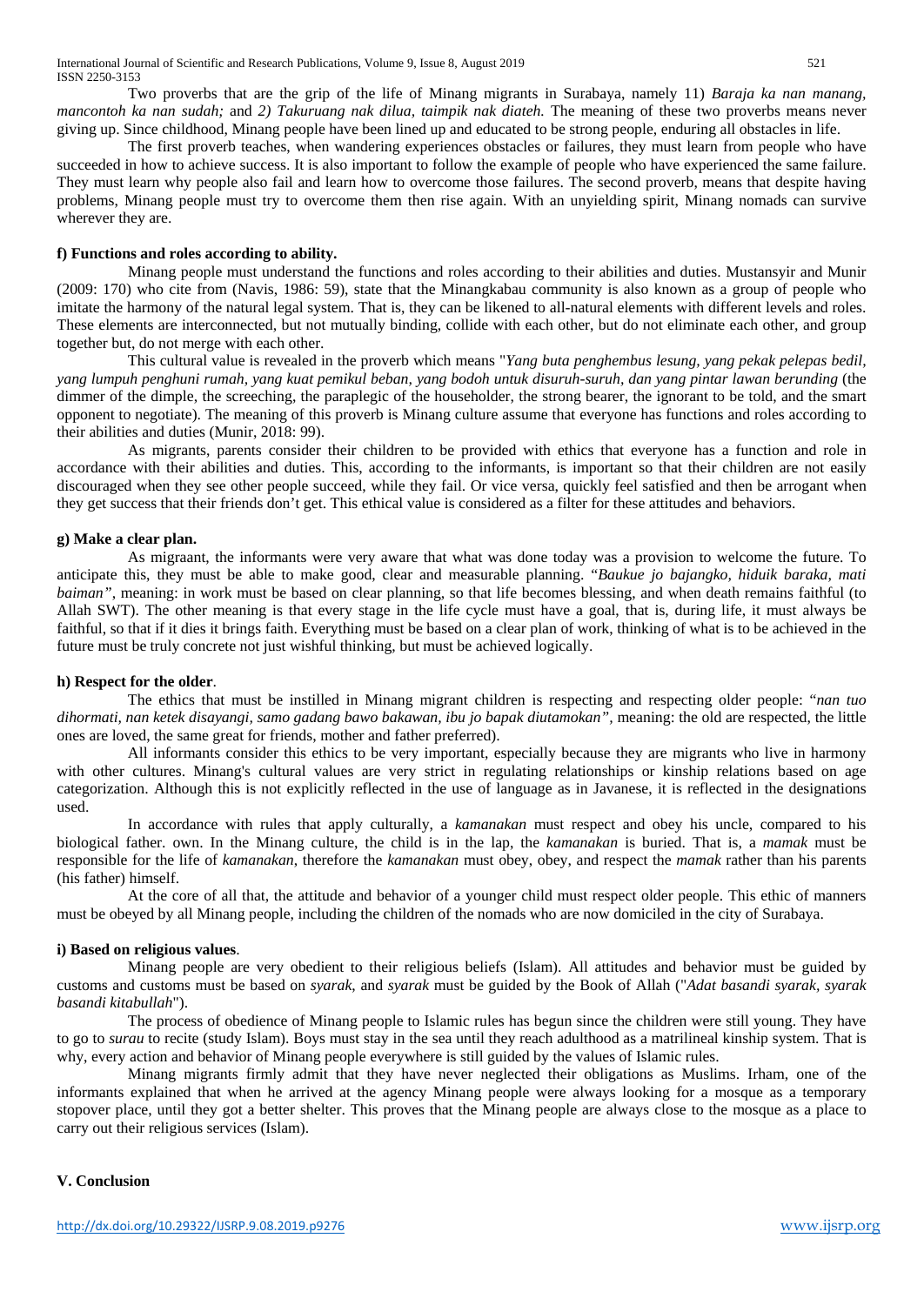Two proverbs that are the grip of the life of Minang migrants in Surabaya, namely 11) *Baraja ka nan manang, mancontoh ka nan sudah;* and *2) Takuruang nak dilua, taimpik nak diateh.* The meaning of these two proverbs means never giving up. Since childhood, Minang people have been lined up and educated to be strong people, enduring all obstacles in life.

The first proverb teaches, when wandering experiences obstacles or failures, they must learn from people who have succeeded in how to achieve success. It is also important to follow the example of people who have experienced the same failure. They must learn why people also fail and learn how to overcome those failures. The second proverb, means that despite having problems, Minang people must try to overcome them then rise again. With an unyielding spirit, Minang nomads can survive wherever they are.

**f) Functions and roles according to ability.**

Minang people must understand the functions and roles according to their abilities and duties. Mustansyir and Munir (2009: 170) who cite from (Navis, 1986: 59), state that the Minangkabau community is also known as a group of people who imitate the harmony of the natural legal system. That is, they can be likened to all-natural elements with different levels and roles. These elements are interconnected, but not mutually binding, collide with each other, but do not eliminate each other, and group together but, do not merge with each other.

This cultural value is revealed in the proverb which means "*Yang buta penghembus lesung, yang pekak pelepas bedil, yang lumpuh penghuni rumah, yang kuat pemikul beban, yang bodoh untuk disuruh-suruh, dan yang pintar lawan berunding* (the dimmer of the dimple, the screeching, the paraplegic of the householder, the strong bearer, the ignorant to be told, and the smart opponent to negotiate). The meaning of this proverb is Minang culture assume that everyone has functions and roles according to their abilities and duties (Munir, 2018: 99).

As migrants, parents consider their children to be provided with ethics that everyone has a function and role in accordance with their abilities and duties. This, according to the informants, is important so that their children are not easily discouraged when they see other people succeed, while they fail. Or vice versa, quickly feel satisfied and then be arrogant when they get success that their friends don't get. This ethical value is considered as a filter for these attitudes and behaviors.

**g) Make a clear plan.**

As migraant, the informants were very aware that what was done today was a provision to welcome the future. To anticipate this, they must be able to make good, clear and measurable planning. "*Baukue jo bajangko, hiduik baraka, mati baiman"*, meaning: in work must be based on clear planning, so that life becomes blessing, and when death remains faithful (to Allah SWT). The other meaning is that every stage in the life cycle must have a goal, that is, during life, it must always be faithful, so that if it dies it brings faith. Everything must be based on a clear plan of work, thinking of what is to be achieved in the future must be truly concrete not just wishful thinking, but must be achieved logically.

**h) Respect for the older**.

The ethics that must be instilled in Minang migrant children is respecting and respecting older people: "*nan tuo dihormati, nan ketek disayangi, samo gadang bawo bakawan, ibu jo bapak diutamokan"*, meaning: the old are respected, the little ones are loved, the same great for friends, mother and father preferred).

All informants consider this ethics to be very important, especially because they are migrants who live in harmony with other cultures. Minang's cultural values are very strict in regulating relationships or kinship relations based on age categorization. Although this is not explicitly reflected in the use of language as in Javanese, it is reflected in the designations used.

In accordance with rules that apply culturally, a *kamanakan* must respect and obey his uncle, compared to his biological father. own. In the Minang culture, the child is in the lap, the *kamanakan* is buried. That is, a *mamak* must be responsible for the life of *kamanakan*, therefore the *kamanakan* must obey, obey, and respect the *mamak* rather than his parents (his father) himself.

At the core of all that, the attitude and behavior of a younger child must respect older people. This ethic of manners must be obeyed by all Minang people, including the children of the nomads who are now domiciled in the city of Surabaya.

**i) Based on religious values**.

Minang people are very obedient to their religious beliefs (Islam). All attitudes and behavior must be guided by customs and customs must be based on *syarak*, and *syarak* must be guided by the Book of Allah ("*Adat basandi syarak, syarak basandi kitabullah*").

The process of obedience of Minang people to Islamic rules has begun since the children were still young. They have to go to *surau* to recite (study Islam). Boys must stay in the sea until they reach adulthood as a matrilineal kinship system. That is why, every action and behavior of Minang people everywhere is still guided by the values of Islamic rules.

Minang migrants firmly admit that they have never neglected their obligations as Muslims. Irham, one of the informants explained that when he arrived at the agency Minang people were always looking for a mosque as a temporary stopover place, until they got a better shelter. This proves that the Minang people are always close to the mosque as a place to carry out their religious services (Islam).

## V. Conclusion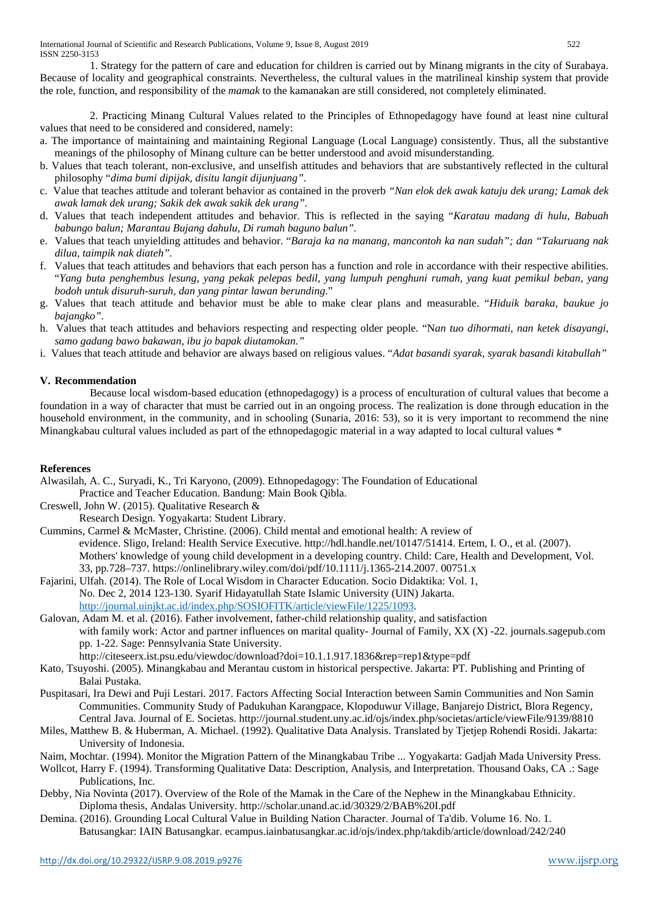1. Strategy for the pattern of care and education for children is carried out by Minang migrants in the city of Surabaya. Because of locality and geographical constraints. Nevertheless, the cultural values in the matrilineal kinship system that provide the role, function, and responsibility of the *mamak* to the kamanakan are still considered, not completely eliminated.

2. Practicing Minang Cultural Values related to the Principles of Ethnopedagogy have found at least nine cultural values that need to be considered and considered, namely:

a. The importance of maintaining and maintaining Regional Language (Local Language) consistently. Thus, all the substantive meanings of the philosophy of Minang culture can be better understood and avoid misunderstanding.
b. Values that teach tolerant, non-exclusive, and unselfish attitudes and behaviors that are substantively reflected in the cultural philosophy "*dima bumi dipijak, disitu langit dijunjuang"*.
c. Value that teaches attitude and tolerant behavior as contained in the proverb *"Nan elok dek awak katuju dek urang; Lamak dek awak lamak dek urang; Sakik dek awak sakik dek urang"*.
d. Values that teach independent attitudes and behavior. This is reflected in the saying "*Karatau madang di hulu, Babuah babungo balun; Marantau Bujang dahulu, Di rumah baguno balun"*.
e. Values that teach unyielding attitudes and behavior. "*Baraja ka na manang, mancontoh ka nan sudah"; dan "Takuruang nak dilua, taimpik nak diateh"*.
f. Values that teach attitudes and behaviors that each person has a function and role in accordance with their respective abilities. "*Yang buta penghembus lesung, yang pekak pelepas bedil, yang lumpuh penghuni rumah, yang kuat pemikul beban, yang bodoh untuk disuruh-suruh, dan yang pintar lawan berunding*."
g. Values that teach attitude and behavior must be able to make clear plans and measurable. "*Hiduik baraka, baukue jo bajangko"*.
h. Values that teach attitudes and behaviors respecting and respecting older people. "N*an tuo dihormati, nan ketek disayangi, samo gadang bawo bakawan, ibu jo bapak diutamokan."*
i. Values that teach attitude and behavior are always based on religious values. "*Adat basandi syarak, syarak basandi kitabullah"*

## V. Recommendation

Because local wisdom-based education (ethnopedagogy) is a process of enculturation of cultural values that become a foundation in a way of character that must be carried out in an ongoing process. The realization is done through education in the household environment, in the community, and in schooling (Sunaria, 2016: 53), so it is very important to recommend the nine Minangkabau cultural values included as part of the ethnopedagogic material in a way adapted to local cultural values *

## References

Alwasilah, A. C., Suryadi, K., Tri Karyono, (2009). Ethnopedagogy: The Foundation of Educational Practice and Teacher Education. Bandung: Main Book Qibla.

Creswell, John W. (2015). Qualitative Research & Research Design. Yogyakarta: Student Library.

Cummins, Carmel & McMaster, Christine. (2006). Child mental and emotional health: A review of evidence. Sligo, Ireland: Health Service Executive. http://hdl.handle.net/10147/51414. Ertem, I. O., et al. (2007). Mothers' knowledge of young child development in a developing country. Child: Care, Health and Development, Vol. 33, pp.728–737. https://onlinelibrary.wiley.com/doi/pdf/10.1111/j.1365-214.2007. 00751.x

Fajarini, Ulfah. (2014). The Role of Local Wisdom in Character Education. Socio Didaktika: Vol. 1, No. Dec 2, 2014 123-130. Syarif Hidayatullah State Islamic University (UIN) Jakarta. http://journal.uinjkt.ac.id/index.php/SOSIOFITK/article/viewFile/1225/1093.

Galovan, Adam M. et al. (2016). Father involvement, father-child relationship quality, and satisfaction with family work: Actor and partner influences on marital quality- Journal of Family, XX (X) -22. journals.sagepub.com pp. 1-22. Sage: Pennsylvania State University. http://citeseerx.ist.psu.edu/viewdoc/download?doi=10.1.1.917.1836&rep=rep1&type=pdf

Kato, Tsuyoshi. (2005). Minangkabau and Merantau custom in historical perspective. Jakarta: PT. Publishing and Printing of Balai Pustaka.

Puspitasari, Ira Dewi and Puji Lestari. 2017. Factors Affecting Social Interaction between Samin Communities and Non Samin Communities. Community Study of Padukuhan Karangpace, Klopoduwur Village, Banjarejo District, Blora Regency, Central Java. Journal of E. Societas. http://journal.student.uny.ac.id/ojs/index.php/societas/article/viewFile/9139/8810

Miles, Matthew B. & Huberman, A. Michael. (1992). Qualitative Data Analysis. Translated by Tjetjep Rohendi Rosidi. Jakarta: University of Indonesia.

Naim, Mochtar. (1994). Monitor the Migration Pattern of the Minangkabau Tribe ... Yogyakarta: Gadjah Mada University Press.

Wollcot, Harry F. (1994). Transforming Qualitative Data: Description, Analysis, and Interpretation. Thousand Oaks, CA .: Sage Publications, Inc.

Debby, Nia Novinta (2017). Overview of the Role of the Mamak in the Care of the Nephew in the Minangkabau Ethnicity. Diploma thesis, Andalas University. http://scholar.unand.ac.id/30329/2/BAB%20I.pdf

Demina. (2016). Grounding Local Cultural Value in Building Nation Character. Journal of Ta'dib. Volume 16. No. 1. Batusangkar: IAIN Batusangkar. ecampus.iainbatusangkar.ac.id/ojs/index.php/takdib/article/download/242/240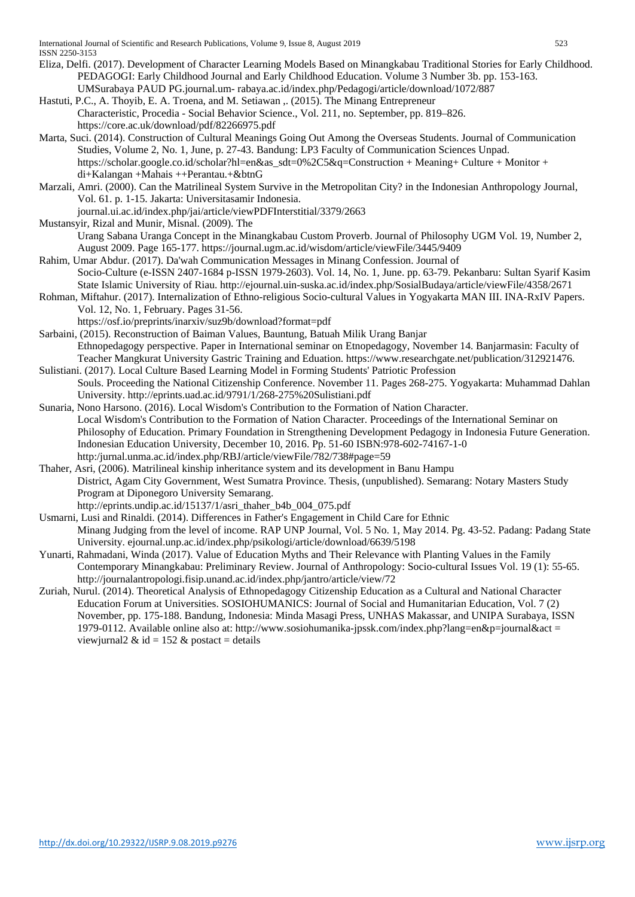Eliza, Delfi. (2017). Development of Character Learning Models Based on Minangkabau Traditional Stories for Early Childhood. PEDAGOGI: Early Childhood Journal and Early Childhood Education. Volume 3 Number 3b. pp. 153-163. UMSurabaya PAUD PG.journal.um- rabaya.ac.id/index.php/Pedagogi/article/download/1072/887

Hastuti, P.C., A. Thoyib, E. A. Troena, and M. Setiawan ,. (2015). The Minang Entrepreneur Characteristic, Procedia - Social Behavior Science., Vol. 211, no. September, pp. 819–826. https://core.ac.uk/download/pdf/82266975.pdf

Marta, Suci. (2014). Construction of Cultural Meanings Going Out Among the Overseas Students. Journal of Communication Studies, Volume 2, No. 1, June, p. 27-43. Bandung: LP3 Faculty of Communication Sciences Unpad. https://scholar.google.co.id/scholar?hl=en&as_sdt=0%2C5&q=Construction + Meaning+ Culture + Monitor + di+Kalangan +Mahais ++Perantau.+&btnG

Marzali, Amri. (2000). Can the Matrilineal System Survive in the Metropolitan City? in the Indonesian Anthropology Journal, Vol. 61. p. 1-15. Jakarta: Universitasamir Indonesia. journal.ui.ac.id/index.php/jai/article/viewPDFInterstitial/3379/2663

Mustansyir, Rizal and Munir, Misnal. (2009). The Urang Sabana Uranga Concept in the Minangkabau Custom Proverb. Journal of Philosophy UGM Vol. 19, Number 2, August 2009. Page 165-177. https://journal.ugm.ac.id/wisdom/article/viewFile/3445/9409

Rahim, Umar Abdur. (2017). Da'wah Communication Messages in Minang Confession. Journal of Socio-Culture (e-ISSN 2407-1684 p-ISSN 1979-2603). Vol. 14, No. 1, June. pp. 63-79. Pekanbaru: Sultan Syarif Kasim State Islamic University of Riau. http://ejournal.uin-suska.ac.id/index.php/SosialBudaya/article/viewFile/4358/2671

Rohman, Miftahur. (2017). Internalization of Ethno-religious Socio-cultural Values in Yogyakarta MAN III. INA-RxIV Papers. Vol. 12, No. 1, February. Pages 31-56. https://osf.io/preprints/inarxiv/suz9b/download?format=pdf

Sarbaini, (2015). Reconstruction of Baiman Values, Bauntung, Batuah Milik Urang Banjar Ethnopedagogy perspective. Paper in International seminar on Etnopedagogy, November 14. Banjarmasin: Faculty of Teacher Mangkurat University Gastric Training and Eduation. https://www.researchgate.net/publication/312921476.

Sulistiani. (2017). Local Culture Based Learning Model in Forming Students' Patriotic Profession Souls. Proceeding the National Citizenship Conference. November 11. Pages 268-275. Yogyakarta: Muhammad Dahlan University. http://eprints.uad.ac.id/9791/1/268-275%20Sulistiani.pdf

Sunaria, Nono Harsono. (2016). Local Wisdom's Contribution to the Formation of Nation Character. Local Wisdom's Contribution to the Formation of Nation Character. Proceedings of the International Seminar on Philosophy of Education. Primary Foundation in Strengthening Development Pedagogy in Indonesia Future Generation. Indonesian Education University, December 10, 2016. Pp. 51-60 ISBN:978-602-74167-1-0 http:/jurnal.unma.ac.id/index.php/RBJ/article/viewFile/782/738#page=59

Thaher, Asri, (2006). Matrilineal kinship inheritance system and its development in Banu Hampu District, Agam City Government, West Sumatra Province. Thesis, (unpublished). Semarang: Notary Masters Study Program at Diponegoro University Semarang. http://eprints.undip.ac.id/15137/1/asri_thaher_b4b_004_075.pdf

Usmarni, Lusi and Rinaldi. (2014). Differences in Father's Engagement in Child Care for Ethnic Minang Judging from the level of income. RAP UNP Journal, Vol. 5 No. 1, May 2014. Pg. 43-52. Padang: Padang State University. ejournal.unp.ac.id/index.php/psikologi/article/download/6639/5198

Yunarti, Rahmadani, Winda (2017). Value of Education Myths and Their Relevance with Planting Values in the Family Contemporary Minangkabau: Preliminary Review. Journal of Anthropology: Socio-cultural Issues Vol. 19 (1): 55-65. http://journalantropologi.fisip.unand.ac.id/index.php/jantro/article/view/72

Zuriah, Nurul. (2014). Theoretical Analysis of Ethnopedagogy Citizenship Education as a Cultural and National Character Education Forum at Universities. SOSIOHUMANICS: Journal of Social and Humanitarian Education, Vol. 7 (2) November, pp. 175-188. Bandung, Indonesia: Minda Masagi Press, UNHAS Makassar, and UNIPA Surabaya, ISSN 1979-0112. Available online also at: http://www.sosiohumanika-jpssk.com/index.php?lang=en&p=journal&act = viewjurnal2 & id = 152 & postact = details